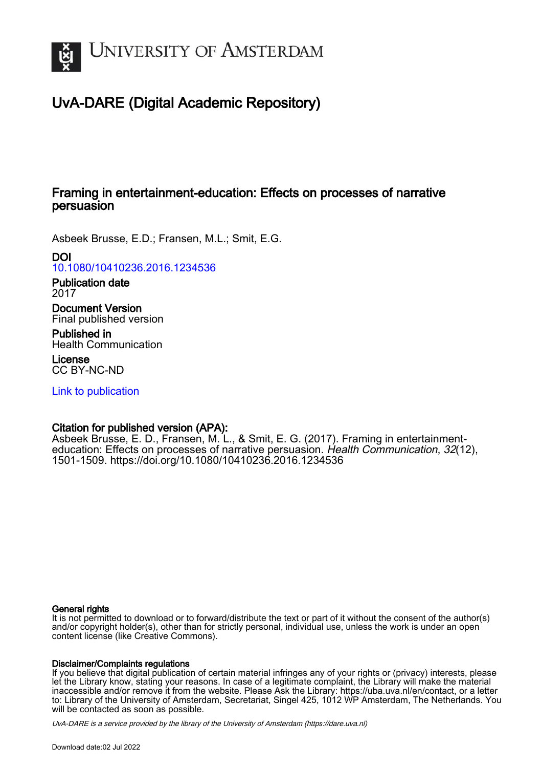# University of Amsterdam

## UvA-DARE (Digital Academic Repository)

### Framing in entertainment-education: Effects on processes of narrative persuasion

Asbeek Brusse, E.D.; Fransen, M.L.; Smit, E.G.

**DOI**
10.1080/10410236.2016.1234536

**Publication date**
2017

**Document Version**
Final published version

**Published in**
Health Communication

**License**
CC BY-NC-ND

Link to publication

**Citation for published version (APA):**
Asbeek Brusse, E. D., Fransen, M. L., & Smit, E. G. (2017). Framing in entertainment-education: Effects on processes of narrative persuasion. *Health Communication*, *32*(12), 1501-1509. https://doi.org/10.1080/10410236.2016.1234536

**General rights**
It is not permitted to download or to forward/distribute the text or part of it without the consent of the author(s) and/or copyright holder(s), other than for strictly personal, individual use, unless the work is under an open content license (like Creative Commons).

**Disclaimer/Complaints regulations**
If you believe that digital publication of certain material infringes any of your rights or (privacy) interests, please let the Library know, stating your reasons. In case of a legitimate complaint, the Library will make the material inaccessible and/or remove it from the website. Please Ask the Library: https://uba.uva.nl/en/contact, or a letter to: Library of the University of Amsterdam, Secretariat, Singel 425, 1012 WP Amsterdam, The Netherlands. You will be contacted as soon as possible.

*UvA-DARE is a service provided by the library of the University of Amsterdam (https://dare.uva.nl)*

Download date:02 Jul 2022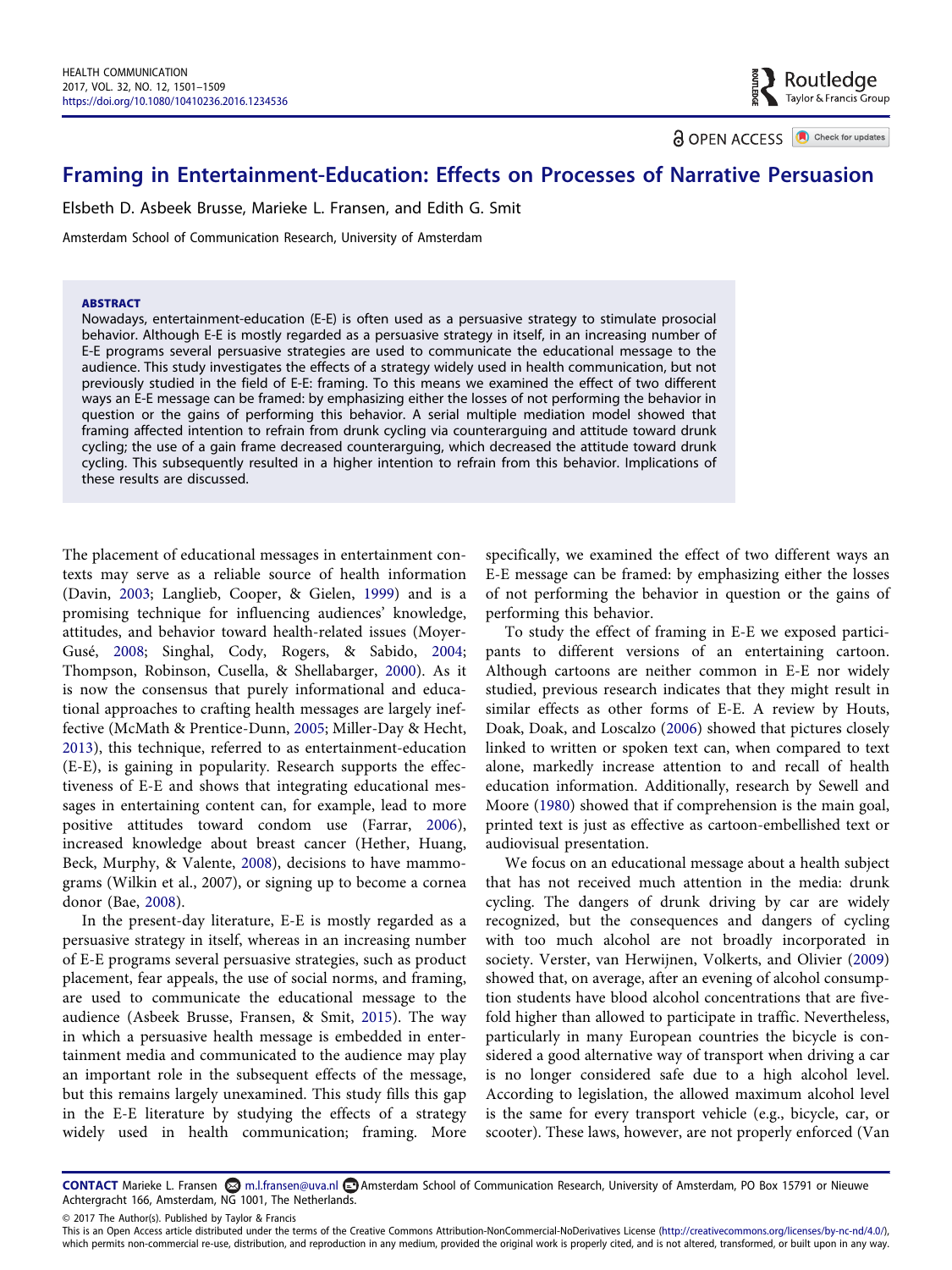# Framing in Entertainment-Education: Effects on Processes of Narrative Persuasion

Elsbeth D. Asbeek Brusse, Marieke L. Fransen, and Edith G. Smit

Amsterdam School of Communication Research, University of Amsterdam

### ABSTRACT

Nowadays, entertainment-education (E-E) is often used as a persuasive strategy to stimulate prosocial behavior. Although E-E is mostly regarded as a persuasive strategy in itself, in an increasing number of E-E programs several persuasive strategies are used to communicate the educational message to the audience. This study investigates the effects of a strategy widely used in health communication, but not previously studied in the field of E-E: framing. To this means we examined the effect of two different ways an E-E message can be framed: by emphasizing either the losses of not performing the behavior in question or the gains of performing this behavior. A serial multiple mediation model showed that framing affected intention to refrain from drunk cycling via counterarguing and attitude toward drunk cycling; the use of a gain frame decreased counterarguing, which decreased the attitude toward drunk cycling. This subsequently resulted in a higher intention to refrain from this behavior. Implications of these results are discussed.

The placement of educational messages in entertainment contexts may serve as a reliable source of health information (Davin, 2003; Langlieb, Cooper, & Gielen, 1999) and is a promising technique for influencing audiences' knowledge, attitudes, and behavior toward health-related issues (Moyer-Gusé, 2008; Singhal, Cody, Rogers, & Sabido, 2004; Thompson, Robinson, Cusella, & Shellabarger, 2000). As it is now the consensus that purely informational and educational approaches to crafting health messages are largely ineffective (McMath & Prentice-Dunn, 2005; Miller-Day & Hecht, 2013), this technique, referred to as entertainment-education (E-E), is gaining in popularity. Research supports the effectiveness of E-E and shows that integrating educational messages in entertaining content can, for example, lead to more positive attitudes toward condom use (Farrar, 2006), increased knowledge about breast cancer (Hether, Huang, Beck, Murphy, & Valente, 2008), decisions to have mammograms (Wilkin et al., 2007), or signing up to become a cornea donor (Bae, 2008).

In the present-day literature, E-E is mostly regarded as a persuasive strategy in itself, whereas in an increasing number of E-E programs several persuasive strategies, such as product placement, fear appeals, the use of social norms, and framing, are used to communicate the educational message to the audience (Asbeek Brusse, Fransen, & Smit, 2015). The way in which a persuasive health message is embedded in entertainment media and communicated to the audience may play an important role in the subsequent effects of the message, but this remains largely unexamined. This study fills this gap in the E-E literature by studying the effects of a strategy widely used in health communication; framing. More specifically, we examined the effect of two different ways an E-E message can be framed: by emphasizing either the losses of not performing the behavior in question or the gains of performing this behavior.

To study the effect of framing in E-E we exposed participants to different versions of an entertaining cartoon. Although cartoons are neither common in E-E nor widely studied, previous research indicates that they might result in similar effects as other forms of E-E. A review by Houts, Doak, Doak, and Loscalzo (2006) showed that pictures closely linked to written or spoken text can, when compared to text alone, markedly increase attention to and recall of health education information. Additionally, research by Sewell and Moore (1980) showed that if comprehension is the main goal, printed text is just as effective as cartoon-embellished text or audiovisual presentation.

We focus on an educational message about a health subject that has not received much attention in the media: drunk cycling. The dangers of drunk driving by car are widely recognized, but the consequences and dangers of cycling with too much alcohol are not broadly incorporated in society. Verster, van Herwijnen, Volkerts, and Olivier (2009) showed that, on average, after an evening of alcohol consumption students have blood alcohol concentrations that are five-fold higher than allowed to participate in traffic. Nevertheless, particularly in many European countries the bicycle is considered a good alternative way of transport when driving a car is no longer considered safe due to a high alcohol level. According to legislation, the allowed maximum alcohol level is the same for every transport vehicle (e.g., bicycle, car, or scooter). These laws, however, are not properly enforced (Van

**CONTACT** Marieke L. Fransen m.l.fransen@uva.nl Amsterdam School of Communication Research, University of Amsterdam, PO Box 15791 or Nieuwe Achtergracht 166, Amsterdam, NG 1001, The Netherlands.

© 2017 The Author(s). Published by Taylor & Francis

This is an Open Access article distributed under the terms of the Creative Commons Attribution-NonCommercial-NoDerivatives License (http://creativecommons.org/licenses/by-nc-nd/4.0/), which permits non-commercial re-use, distribution, and reproduction in any medium, provided the original work is properly cited, and is not altered, transformed, or built upon in any way.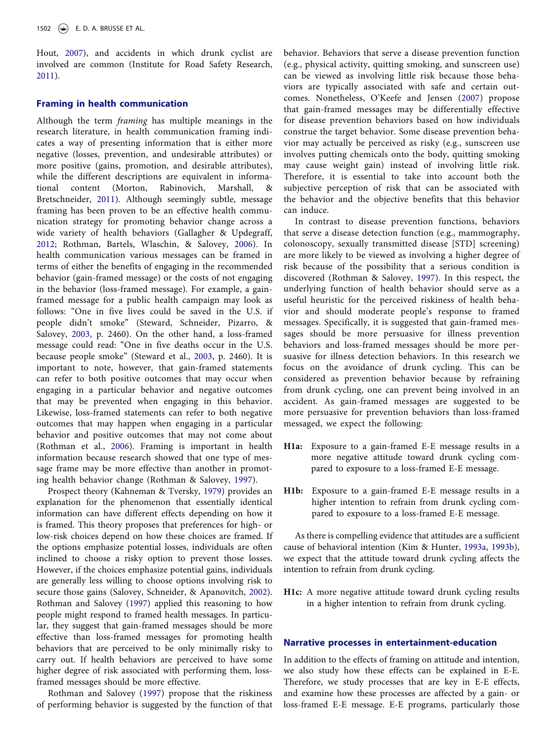Hout, 2007), and accidents in which drunk cyclist are involved are common (Institute for Road Safety Research, 2011).

## Framing in health communication

Although the term *framing* has multiple meanings in the research literature, in health communication framing indicates a way of presenting information that is either more negative (losses, prevention, and undesirable attributes) or more positive (gains, promotion, and desirable attributes), while the different descriptions are equivalent in informational content (Morton, Rabinovich, Marshall, & Bretschneider, 2011). Although seemingly subtle, message framing has been proven to be an effective health communication strategy for promoting behavior change across a wide variety of health behaviors (Gallagher & Updegraff, 2012; Rothman, Bartels, Wlaschin, & Salovey, 2006). In health communication various messages can be framed in terms of either the benefits of engaging in the recommended behavior (gain-framed message) or the costs of not engaging in the behavior (loss-framed message). For example, a gain-framed message for a public health campaign may look as follows: "One in five lives could be saved in the U.S. if people didn't smoke" (Steward, Schneider, Pizarro, & Salovey, 2003, p. 2460). On the other hand, a loss-framed message could read: "One in five deaths occur in the U.S. because people smoke" (Steward et al., 2003, p. 2460). It is important to note, however, that gain-framed statements can refer to both positive outcomes that may occur when engaging in a particular behavior and negative outcomes that may be prevented when engaging in this behavior. Likewise, loss-framed statements can refer to both negative outcomes that may happen when engaging in a particular behavior and positive outcomes that may not come about (Rothman et al., 2006). Framing is important in health information because research showed that one type of message frame may be more effective than another in promoting health behavior change (Rothman & Salovey, 1997).

Prospect theory (Kahneman & Tversky, 1979) provides an explanation for the phenomenon that essentially identical information can have different effects depending on how it is framed. This theory proposes that preferences for high- or low-risk choices depend on how these choices are framed. If the options emphasize potential losses, individuals are often inclined to choose a risky option to prevent those losses. However, if the choices emphasize potential gains, individuals are generally less willing to choose options involving risk to secure those gains (Salovey, Schneider, & Apanovitch, 2002). Rothman and Salovey (1997) applied this reasoning to how people might respond to framed health messages. In particular, they suggest that gain-framed messages should be more effective than loss-framed messages for promoting health behaviors that are perceived to be only minimally risky to carry out. If health behaviors are perceived to have some higher degree of risk associated with performing them, loss-framed messages should be more effective.

Rothman and Salovey (1997) propose that the riskiness of performing behavior is suggested by the function of that behavior. Behaviors that serve a disease prevention function (e.g., physical activity, quitting smoking, and sunscreen use) can be viewed as involving little risk because those behaviors are typically associated with safe and certain outcomes. Nonetheless, O'Keefe and Jensen (2007) propose that gain-framed messages may be differentially effective for disease prevention behaviors based on how individuals construe the target behavior. Some disease prevention behavior may actually be perceived as risky (e.g., sunscreen use involves putting chemicals onto the body, quitting smoking may cause weight gain) instead of involving little risk. Therefore, it is essential to take into account both the subjective perception of risk that can be associated with the behavior and the objective benefits that this behavior can induce.

In contrast to disease prevention functions, behaviors that serve a disease detection function (e.g., mammography, colonoscopy, sexually transmitted disease [STD] screening) are more likely to be viewed as involving a higher degree of risk because of the possibility that a serious condition is discovered (Rothman & Salovey, 1997). In this respect, the underlying function of health behavior should serve as a useful heuristic for the perceived riskiness of health behavior and should moderate people's response to framed messages. Specifically, it is suggested that gain-framed messages should be more persuasive for illness prevention behaviors and loss-framed messages should be more persuasive for illness detection behaviors. In this research we focus on the avoidance of drunk cycling. This can be considered as prevention behavior because by refraining from drunk cycling, one can prevent being involved in an accident. As gain-framed messages are suggested to be more persuasive for prevention behaviors than loss-framed messaged, we expect the following:

**H1a:** Exposure to a gain-framed E-E message results in a more negative attitude toward drunk cycling compared to exposure to a loss-framed E-E message.

**H1b:** Exposure to a gain-framed E-E message results in a higher intention to refrain from drunk cycling compared to exposure to a loss-framed E-E message.

As there is compelling evidence that attitudes are a sufficient cause of behavioral intention (Kim & Hunter, 1993a, 1993b), we expect that the attitude toward drunk cycling affects the intention to refrain from drunk cycling.

**H1c:** A more negative attitude toward drunk cycling results in a higher intention to refrain from drunk cycling.

## Narrative processes in entertainment-education

In addition to the effects of framing on attitude and intention, we also study how these effects can be explained in E-E. Therefore, we study processes that are key in E-E effects, and examine how these processes are affected by a gain- or loss-framed E-E message. E-E programs, particularly those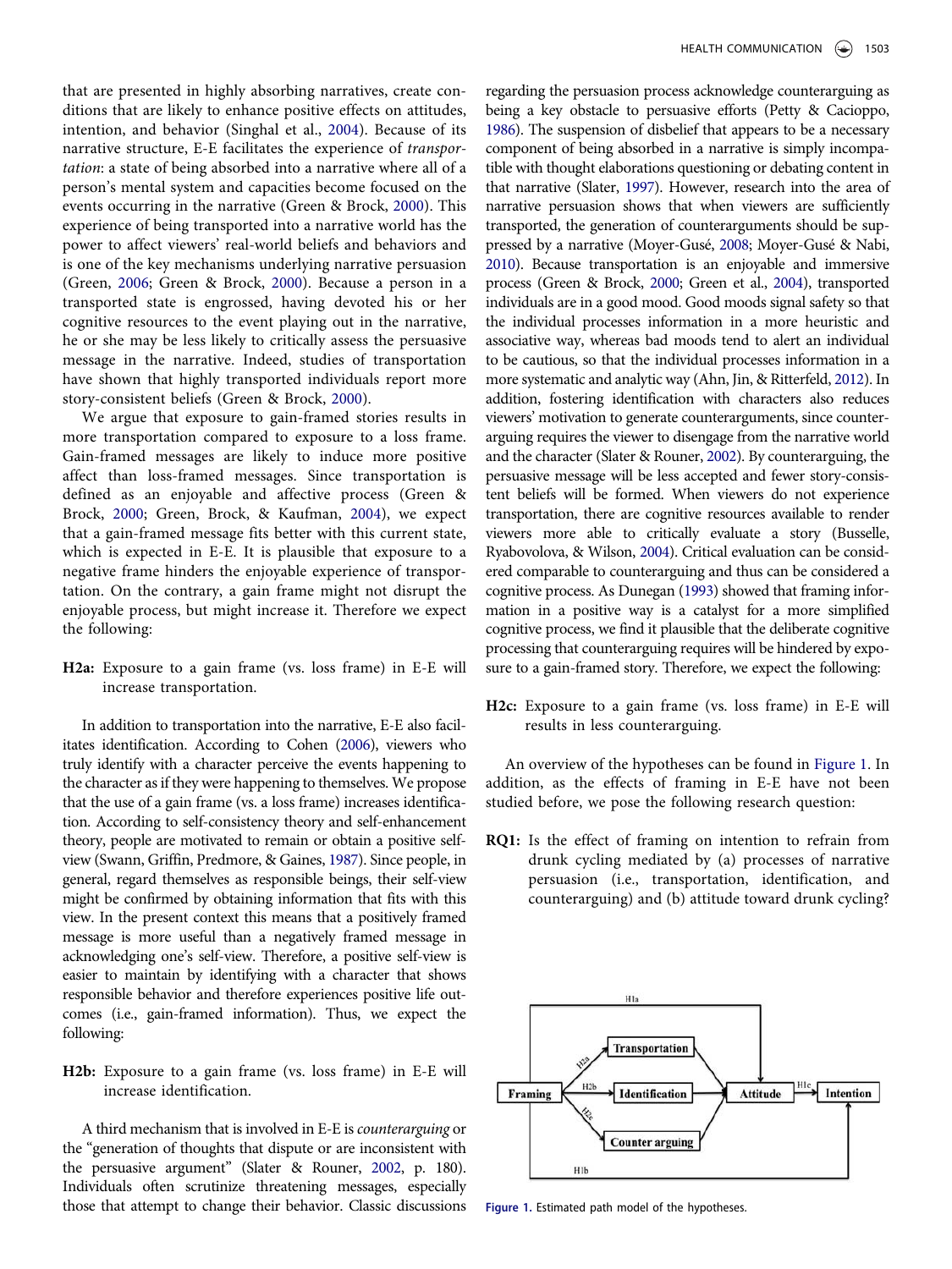that are presented in highly absorbing narratives, create conditions that are likely to enhance positive effects on attitudes, intention, and behavior (Singhal et al., 2004). Because of its narrative structure, E-E facilitates the experience of *transportation*: a state of being absorbed into a narrative where all of a person's mental system and capacities become focused on the events occurring in the narrative (Green & Brock, 2000). This experience of being transported into a narrative world has the power to affect viewers' real-world beliefs and behaviors and is one of the key mechanisms underlying narrative persuasion (Green, 2006; Green & Brock, 2000). Because a person in a transported state is engrossed, having devoted his or her cognitive resources to the event playing out in the narrative, he or she may be less likely to critically assess the persuasive message in the narrative. Indeed, studies of transportation have shown that highly transported individuals report more story-consistent beliefs (Green & Brock, 2000).

We argue that exposure to gain-framed stories results in more transportation compared to exposure to a loss frame. Gain-framed messages are likely to induce more positive affect than loss-framed messages. Since transportation is defined as an enjoyable and affective process (Green & Brock, 2000; Green, Brock, & Kaufman, 2004), we expect that a gain-framed message fits better with this current state, which is expected in E-E. It is plausible that exposure to a negative frame hinders the enjoyable experience of transportation. On the contrary, a gain frame might not disrupt the enjoyable process, but might increase it. Therefore we expect the following:

**H2a:** Exposure to a gain frame (vs. loss frame) in E-E will increase transportation.

In addition to transportation into the narrative, E-E also facilitates identification. According to Cohen (2006), viewers who truly identify with a character perceive the events happening to the character as if they were happening to themselves. We propose that the use of a gain frame (vs. a loss frame) increases identification. According to self-consistency theory and self-enhancement theory, people are motivated to remain or obtain a positive self-view (Swann, Griffin, Predmore, & Gaines, 1987). Since people, in general, regard themselves as responsible beings, their self-view might be confirmed by obtaining information that fits with this view. In the present context this means that a positively framed message is more useful than a negatively framed message in acknowledging one's self-view. Therefore, a positive self-view is easier to maintain by identifying with a character that shows responsible behavior and therefore experiences positive life outcomes (i.e., gain-framed information). Thus, we expect the following:

**H2b:** Exposure to a gain frame (vs. loss frame) in E-E will increase identification.

A third mechanism that is involved in E-E is *counterarguing* or the "generation of thoughts that dispute or are inconsistent with the persuasive argument" (Slater & Rouner, 2002, p. 180). Individuals often scrutinize threatening messages, especially those that attempt to change their behavior. Classic discussions regarding the persuasion process acknowledge counterarguing as being a key obstacle to persuasive efforts (Petty & Cacioppo, 1986). The suspension of disbelief that appears to be a necessary component of being absorbed in a narrative is simply incompatible with thought elaborations questioning or debating content in that narrative (Slater, 1997). However, research into the area of narrative persuasion shows that when viewers are sufficiently transported, the generation of counterarguments should be suppressed by a narrative (Moyer-Gusé, 2008; Moyer-Gusé & Nabi, 2010). Because transportation is an enjoyable and immersive process (Green & Brock, 2000; Green et al., 2004), transported individuals are in a good mood. Good moods signal safety so that the individual processes information in a more heuristic and associative way, whereas bad moods tend to alert an individual to be cautious, so that the individual processes information in a more systematic and analytic way (Ahn, Jin, & Ritterfeld, 2012). In addition, fostering identification with characters also reduces viewers' motivation to generate counterarguments, since counterarguing requires the viewer to disengage from the narrative world and the character (Slater & Rouner, 2002). By counterarguing, the persuasive message will be less accepted and fewer story-consistent beliefs will be formed. When viewers do not experience transportation, there are cognitive resources available to render viewers more able to critically evaluate a story (Busselle, Ryabovolova, & Wilson, 2004). Critical evaluation can be considered comparable to counterarguing and thus can be considered a cognitive process. As Dunegan (1993) showed that framing information in a positive way is a catalyst for a more simplified cognitive process, we find it plausible that the deliberate cognitive processing that counterarguing requires will be hindered by exposure to a gain-framed story. Therefore, we expect the following:

**H2c:** Exposure to a gain frame (vs. loss frame) in E-E will results in less counterarguing.

An overview of the hypotheses can be found in Figure 1. In addition, as the effects of framing in E-E have not been studied before, we pose the following research question:

**RQ1:** Is the effect of framing on intention to refrain from drunk cycling mediated by (a) processes of narrative persuasion (i.e., transportation, identification, and counterarguing) and (b) attitude toward drunk cycling?

Figure 1. Estimated path model of the hypotheses.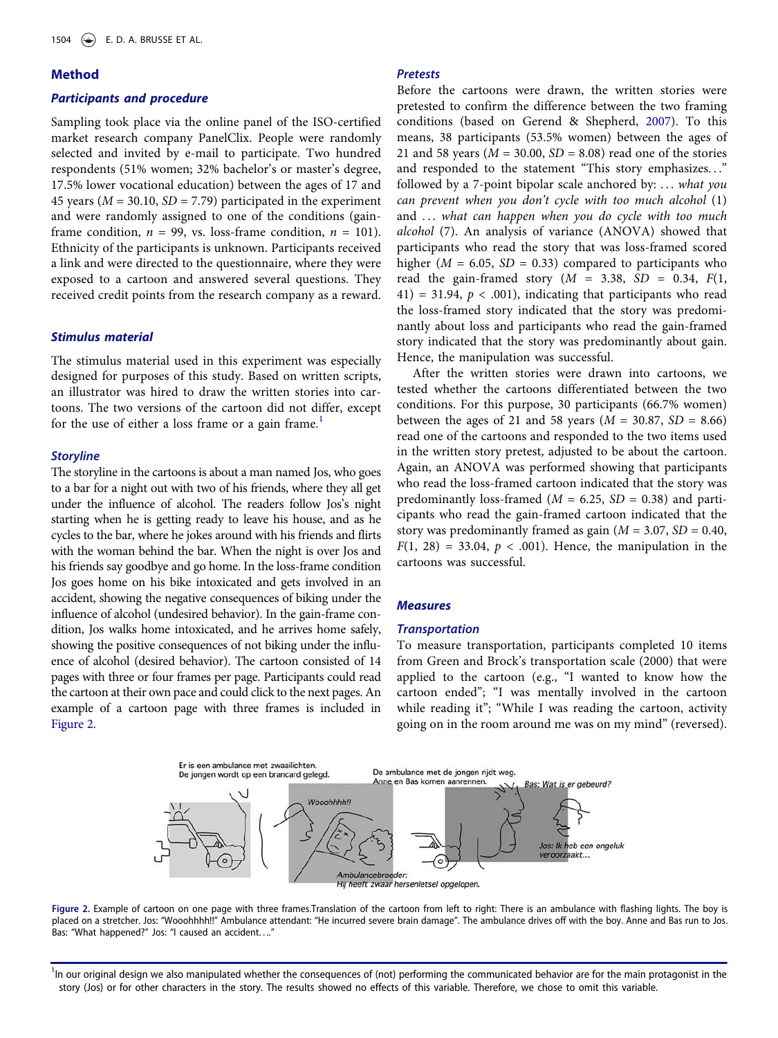## Method

### Participants and procedure

Sampling took place via the online panel of the ISO-certified market research company PanelClix. People were randomly selected and invited by e-mail to participate. Two hundred respondents (51% women; 32% bachelor's or master's degree, 17.5% lower vocational education) between the ages of 17 and 45 years ($M = 30.10$, $SD = 7.79$) participated in the experiment and were randomly assigned to one of the conditions (gain-frame condition, $n = 99$, vs. loss-frame condition, $n = 101$). Ethnicity of the participants is unknown. Participants received a link and were directed to the questionnaire, where they were exposed to a cartoon and answered several questions. They received credit points from the research company as a reward.

### Stimulus material

The stimulus material used in this experiment was especially designed for purposes of this study. Based on written scripts, an illustrator was hired to draw the written stories into cartoons. The two versions of the cartoon did not differ, except for the use of either a loss frame or a gain frame.[1]

### Storyline

The storyline in the cartoons is about a man named Jos, who goes to a bar for a night out with two of his friends, where they all get under the influence of alcohol. The readers follow Jos's night starting when he is getting ready to leave his house, and as he cycles to the bar, where he jokes around with his friends and flirts with the woman behind the bar. When the night is over Jos and his friends say goodbye and go home. In the loss-frame condition Jos goes home on his bike intoxicated and gets involved in an accident, showing the negative consequences of biking under the influence of alcohol (undesired behavior). In the gain-frame condition, Jos walks home intoxicated, and he arrives home safely, showing the positive consequences of not biking under the influence of alcohol (desired behavior). The cartoon consisted of 14 pages with three or four frames per page. Participants could read the cartoon at their own pace and could click to the next pages. An example of a cartoon page with three frames is included in Figure 2.

### Pretests

Before the cartoons were drawn, the written stories were pretested to confirm the difference between the two framing conditions (based on Gerend & Shepherd, 2007). To this means, 38 participants (53.5% women) between the ages of 21 and 58 years ($M = 30.00$, $SD = 8.08$) read one of the stories and responded to the statement "This story emphasizes…" followed by a 7-point bipolar scale anchored by: … *what you can prevent when you don't cycle with too much alcohol* (1) and … *what can happen when you do cycle with too much alcohol* (7). An analysis of variance (ANOVA) showed that participants who read the story that was loss-framed scored higher ($M = 6.05$, $SD = 0.33$) compared to participants who read the gain-framed story ($M = 3.38$, $SD = 0.34$, $F(1, 41) = 31.94$, $p < .001$), indicating that participants who read the loss-framed story indicated that the story was predominantly about loss and participants who read the gain-framed story indicated that the story was predominantly about gain. Hence, the manipulation was successful.

After the stories were drawn into cartoons, we tested whether the cartoons differentiated between the two conditions. For this purpose, 30 participants (66.7% women) between the ages of 21 and 58 years ($M = 30.87$, $SD = 8.66$) read one of the cartoons and responded to the two items used in the written story pretest, adjusted to be about the cartoon. Again, an ANOVA was performed showing that participants who read the loss-framed cartoon indicated that the story was predominantly loss-framed ($M = 6.25$, $SD = 0.38$) and participants who read the gain-framed cartoon indicated that the story was predominantly framed as gain ($M = 3.07$, $SD = 0.40$, $F(1, 28) = 33.04$, $p < .001$). Hence, the manipulation in the cartoons was successful.

## Measures

### Transportation

To measure transportation, participants completed 10 items from Green and Brock's transportation scale (2000) that were applied to the cartoon (e.g., "I wanted to know how the cartoon ended"; "I was mentally involved in the cartoon while reading it"; "While I was reading the cartoon, activity going on in the room around me was on my mind" (reversed).

**Figure 2.** Example of cartoon on one page with three frames.Translation of the cartoon from left to right: There is an ambulance with flashing lights. The boy is placed on a stretcher. Jos: "Wooohhhh!!" Ambulance attendant: "He incurred severe brain damage". The ambulance drives off with the boy. Anne and Bas run to Jos. Bas: "What happened?" Jos: "I caused an accident…."

[1] In our original design we also manipulated whether the consequences of (not) performing the communicated behavior are for the main protagonist in the story (Jos) or for other characters in the story. The results showed no effects of this variable. Therefore, we chose to omit this variable.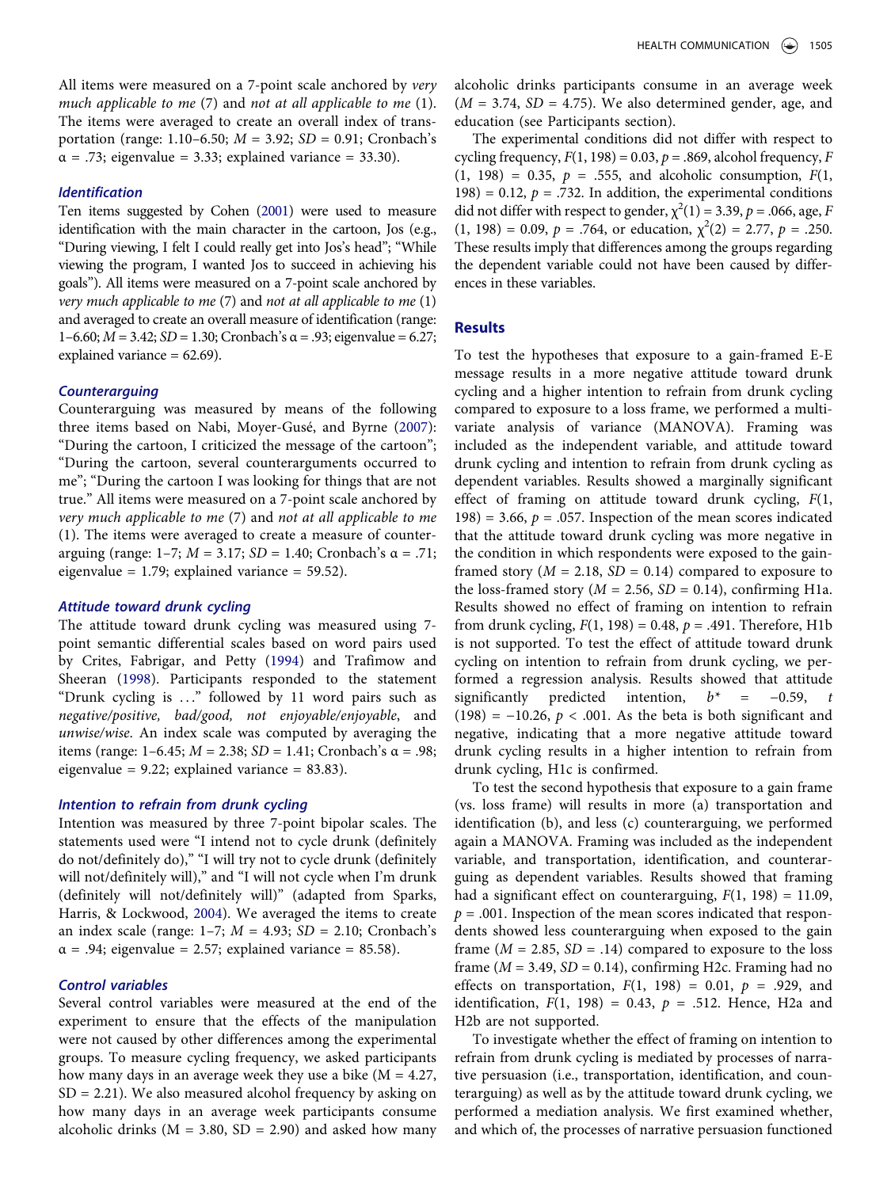All items were measured on a 7-point scale anchored by *very much applicable to me* (7) and *not at all applicable to me* (1). The items were averaged to create an overall index of transportation (range: 1.10–6.50; $M = 3.92$; $SD = 0.91$; Cronbach's $\alpha = .73$; eigenvalue = 3.33; explained variance = 33.30).

### *Identification*

Ten items suggested by Cohen (2001) were used to measure identification with the main character in the cartoon, Jos (e.g., "During viewing, I felt I could really get into Jos's head"; "While viewing the program, I wanted Jos to succeed in achieving his goals"). All items were measured on a 7-point scale anchored by *very much applicable to me* (7) and *not at all applicable to me* (1) and averaged to create an overall measure of identification (range: 1–6.60; $M = 3.42$; $SD = 1.30$; Cronbach's $\alpha = .93$; eigenvalue = 6.27; explained variance = 62.69).

### *Counterarguing*

Counterarguing was measured by means of the following three items based on Nabi, Moyer-Gusé, and Byrne (2007): "During the cartoon, I criticized the message of the cartoon"; "During the cartoon, several counterarguments occurred to me"; "During the cartoon I was looking for things that are not true." All items were measured on a 7-point scale anchored by *very much applicable to me* (7) and *not at all applicable to me* (1). The items were averaged to create a measure of counterarguing (range: 1–7; $M = 3.17$; $SD = 1.40$; Cronbach's $\alpha = .71$; eigenvalue = 1.79; explained variance = 59.52).

### *Attitude toward drunk cycling*

The attitude toward drunk cycling was measured using 7-point semantic differential scales based on word pairs used by Crites, Fabrigar, and Petty (1994) and Trafimow and Sheeran (1998). Participants responded to the statement "Drunk cycling is …" followed by 11 word pairs such as *negative/positive*, *bad/good*, *not enjoyable/enjoyable*, and *unwise/wise*. An index scale was computed by averaging the items (range: 1–6.45; $M = 2.38$; $SD = 1.41$; Cronbach's $\alpha = .98$; eigenvalue = 9.22; explained variance = 83.83).

### *Intention to refrain from drunk cycling*

Intention was measured by three 7-point bipolar scales. The statements used were "I intend not to cycle drunk (definitely do not/definitely do)," "I will try not to cycle drunk (definitely will not/definitely will)," and "I will not cycle when I'm drunk (definitely will not/definitely will)" (adapted from Sparks, Harris, & Lockwood, 2004). We averaged the items to create an index scale (range: 1–7; $M = 4.93$; $SD = 2.10$; Cronbach's $\alpha = .94$; eigenvalue = 2.57; explained variance = 85.58).

### *Control variables*

Several control variables were measured at the end of the experiment to ensure that the effects of the manipulation were not caused by other differences among the experimental groups. To measure cycling frequency, we asked participants how many days in an average week they use a bike (M = 4.27, SD = 2.21). We also measured alcohol frequency by asking on how many days in an average week participants consume alcoholic drinks (M = 3.80, SD = 2.90) and asked how many alcoholic drinks participants consume in an average week ($M = 3.74$, $SD = 4.75$). We also determined gender, age, and education (see Participants section).

The experimental conditions did not differ with respect to cycling frequency, $F(1, 198) = 0.03$, $p = .869$, alcohol frequency, $F(1, 198) = 0.35$, $p = .555$, and alcoholic consumption, $F(1, 198) = 0.12$, $p = .732$. In addition, the experimental conditions did not differ with respect to gender, $\chi^2(1) = 3.39$, $p = .066$, age, $F(1, 198) = 0.09$, $p = .764$, or education, $\chi^2(2) = 2.77$, $p = .250$. These results imply that differences among the groups regarding the dependent variable could not have been caused by differences in these variables.

## Results

To test the hypotheses that exposure to a gain-framed E-E message results in a more negative attitude toward drunk cycling and a higher intention to refrain from drunk cycling compared to exposure to a loss frame, we performed a multivariate analysis of variance (MANOVA). Framing was included as the independent variable, and attitude toward drunk cycling and intention to refrain from drunk cycling as dependent variables. Results showed a marginally significant effect of framing on attitude toward drunk cycling, $F(1, 198) = 3.66$, $p = .057$. Inspection of the mean scores indicated that the attitude toward drunk cycling was more negative in the condition in which respondents were exposed to the gain-framed story ($M = 2.18$, $SD = 0.14$) compared to exposure to the loss-framed story ($M = 2.56$, $SD = 0.14$), confirming H1a. Results showed no effect of framing on intention to refrain from drunk cycling, $F(1, 198) = 0.48$, $p = .491$. Therefore, H1b is not supported. To test the effect of attitude toward drunk cycling on intention to refrain from drunk cycling, we performed a regression analysis. Results showed that attitude significantly predicted intention, $b^* = -0.59$, $t(198) = -10.26$, $p < .001$. As the beta is both significant and negative, indicating that a more negative attitude toward drunk cycling results in a higher intention to refrain from drunk cycling, H1c is confirmed.

To test the second hypothesis that exposure to a gain frame (vs. loss frame) will results in more (a) transportation and identification (b), and less (c) counterarguing, we performed again a MANOVA. Framing was included as the independent variable, and transportation, identification, and counterarguing as dependent variables. Results showed that framing had a significant effect on counterarguing, $F(1, 198) = 11.09$, $p = .001$. Inspection of the mean scores indicated that respondents showed less counterarguing when exposed to the gain frame ($M = 2.85$, $SD = .14$) compared to exposure to the loss frame ($M = 3.49$, $SD = 0.14$), confirming H2c. Framing had no effects on transportation, $F(1, 198) = 0.01$, $p = .929$, and identification, $F(1, 198) = 0.43$, $p = .512$. Hence, H2a and H2b are not supported.

To investigate whether the effect of framing on intention to refrain from drunk cycling is mediated by processes of narrative persuasion (i.e., transportation, identification, and counterarguing) as well as by the attitude toward drunk cycling, we performed a mediation analysis. We first examined whether, and which of, the processes of narrative persuasion functioned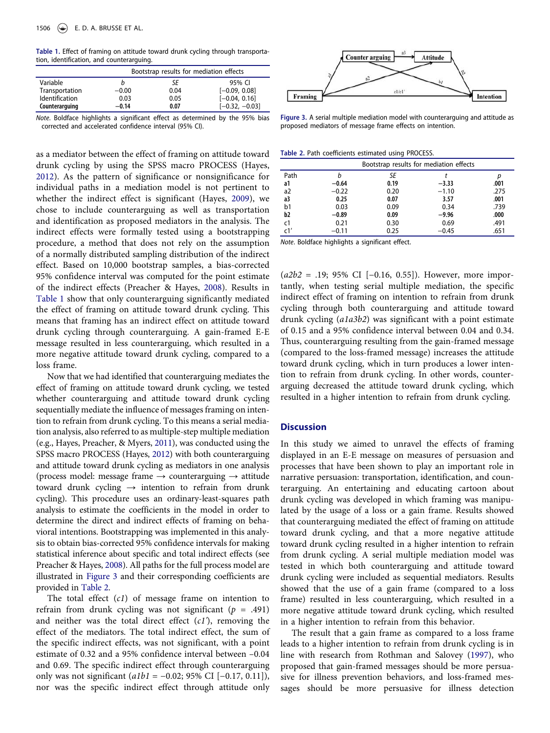**Table 1.** Effect of framing on attitude toward drunk cycling through transportation, identification, and counterarguing.

| | Bootstrap results for mediation effects | | |
|---|---|---|---|
| Variable | *b* | *SE* | 95% CI |
| Transportation | −0.00 | 0.04 | [−0.09, 0.08] |
| Identification | 0.03 | 0.05 | [−0.04, 0.16] |
| **Counterarguing** | **−0.14** | **0.07** | **[−0.32, −0.03]** |

*Note*. Boldface highlights a significant effect as determined by the 95% bias corrected and accelerated confidence interval (95% CI).

as a mediator between the effect of framing on attitude toward drunk cycling by using the SPSS macro PROCESS (Hayes, 2012). As the pattern of significance or nonsignificance for individual paths in a mediation model is not pertinent to whether the indirect effect is significant (Hayes, 2009), we chose to include counterarguing as well as transportation and identification as proposed mediators in the analysis. The indirect effects were formally tested using a bootstrapping procedure, a method that does not rely on the assumption of a normally distributed sampling distribution of the indirect effect. Based on 10,000 bootstrap samples, a bias-corrected 95% confidence interval was computed for the point estimate of the indirect effects (Preacher & Hayes, 2008). Results in Table 1 show that only counterarguing significantly mediated the effect of framing on attitude toward drunk cycling. This means that framing has an indirect effect on attitude toward drunk cycling through counterarguing. A gain-framed E-E message resulted in less counterarguing, which resulted in a more negative attitude toward drunk cycling, compared to a loss frame.

Now that we had identified that counterarguing mediates the effect of framing on attitude toward drunk cycling, we tested whether counterarguing and attitude toward drunk cycling sequentially mediate the influence of messages framing on intention to refrain from drunk cycling. To this means a serial mediation analysis, also referred to as multiple-step multiple mediation (e.g., Hayes, Preacher, & Myers, 2011), was conducted using the SPSS macro PROCESS (Hayes, 2012) with both counterarguing and attitude toward drunk cycling as mediators in one analysis (process model: message frame → counterarguing → attitude toward drunk cycling → intention to refrain from drunk cycling). This procedure uses an ordinary-least-squares path analysis to estimate the coefficients in the model in order to determine the direct and indirect effects of framing on behavioral intentions. Bootstrapping was implemented in this analysis to obtain bias-corrected 95% confidence intervals for making statistical inference about specific and total indirect effects (see Preacher & Hayes, 2008). All paths for the full process model are illustrated in Figure 3 and their corresponding coefficients are provided in Table 2.

**Figure 3.** A serial multiple mediation model with counterarguing and attitude as proposed mediators of message frame effects on intention.

**Table 2.** Path coefficients estimated using PROCESS.

| | Bootstrap results for mediation effects | | | |
|---|---|---|---|---|
| Path | *b* | *SE* | *t* | *p* |
| **a1** | **−0.64** | **0.19** | **−3.33** | **.001** |
| a2 | −0.22 | 0.20 | −1.10 | .275 |
| **a3** | **0.25** | **0.07** | **3.57** | **.001** |
| b1 | 0.03 | 0.09 | 0.34 | .739 |
| **b2** | **−0.89** | **0.09** | **−9.96** | **.000** |
| c1 | 0.21 | 0.30 | 0.69 | .491 |
| c1′ | −0.11 | 0.25 | −0.45 | .651 |

*Note*. Boldface highlights a significant effect.

The total effect (*c1*) of message frame on intention to refrain from drunk cycling was not significant ($p$ = .491) and neither was the total direct effect (*c1′*), removing the effect of the mediators. The total indirect effect, the sum of the specific indirect effects, was not significant, with a point estimate of 0.32 and a 95% confidence interval between −0.04 and 0.69. The specific indirect effect through counterarguing only was not significant (*a1b1* = −0.02; 95% CI [−0.17, 0.11]), nor was the specific indirect effect through attitude only (*a2b2* = .19; 95% CI [−0.16, 0.55]). However, more importantly, when testing serial multiple mediation, the specific indirect effect of framing on intention to refrain from drunk cycling through both counterarguing and attitude toward drunk cycling (*a1a3b2*) was significant with a point estimate of 0.15 and a 95% confidence interval between 0.04 and 0.34. Thus, counterarguing resulting from the gain-framed message (compared to the loss-framed message) increases the attitude toward drunk cycling, which in turn produces a lower intention to refrain from drunk cycling. In other words, counterarguing decreased the attitude toward drunk cycling, which resulted in a higher intention to refrain from drunk cycling.

## Discussion

In this study we aimed to unravel the effects of framing displayed in an E-E message on measures of persuasion and processes that have been shown to play an important role in narrative persuasion: transportation, identification, and counterarguing. An entertaining and educating cartoon about drunk cycling was developed in which framing was manipulated by the usage of a loss or a gain frame. Results showed that counterarguing mediated the effect of framing on attitude toward drunk cycling, and that a more negative attitude toward drunk cycling resulted in a higher intention to refrain from drunk cycling. A serial multiple mediation model was tested in which both counterarguing and attitude toward drunk cycling were included as sequential mediators. Results showed that the use of a gain frame (compared to a loss frame) resulted in less counterarguing, which resulted in a more negative attitude toward drunk cycling, which resulted in a higher intention to refrain from this behavior.

The result that a gain frame as compared to a loss frame leads to a higher intention to refrain from drunk cycling is in line with research from Rothman and Salovey (1997), who proposed that gain-framed messages should be more persuasive for illness prevention behaviors, and loss-framed messages should be more persuasive for illness detection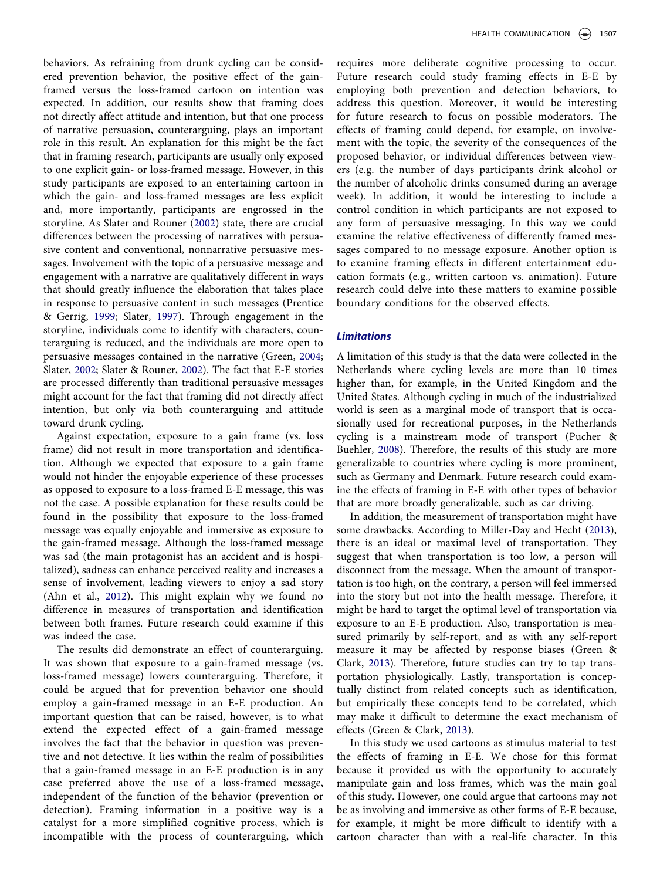behaviors. As refraining from drunk cycling can be considered prevention behavior, the positive effect of the gain-framed versus the loss-framed cartoon on intention was expected. In addition, our results show that framing does not directly affect attitude and intention, but that one process of narrative persuasion, counterarguing, plays an important role in this result. An explanation for this might be the fact that in framing research, participants are usually only exposed to one explicit gain- or loss-framed message. However, in this study participants are exposed to an entertaining cartoon in which the gain- and loss-framed messages are less explicit and, more importantly, participants are engrossed in the storyline. As Slater and Rouner (2002) state, there are crucial differences between the processing of narratives with persuasive content and conventional, nonnarrative persuasive messages. Involvement with the topic of a persuasive message and engagement with a narrative are qualitatively different in ways that should greatly influence the elaboration that takes place in response to persuasive content in such messages (Prentice & Gerrig, 1999; Slater, 1997). Through engagement in the storyline, individuals come to identify with characters, counterarguing is reduced, and the individuals are more open to persuasive messages contained in the narrative (Green, 2004; Slater, 2002; Slater & Rouner, 2002). The fact that E-E stories are processed differently than traditional persuasive messages might account for the fact that framing did not directly affect intention, but only via both counterarguing and attitude toward drunk cycling.

Against expectation, exposure to a gain frame (vs. loss frame) did not result in more transportation and identification. Although we expected that exposure to a gain frame would not hinder the enjoyable experience of these processes as opposed to exposure to a loss-framed E-E message, this was not the case. A possible explanation for these results could be found in the possibility that exposure to the loss-framed message was equally enjoyable and immersive as exposure to the gain-framed message. Although the loss-framed message was sad (the main protagonist has an accident and is hospitalized), sadness can enhance perceived reality and increases a sense of involvement, leading viewers to enjoy a sad story (Ahn et al., 2012). This might explain why we found no difference in measures of transportation and identification between both frames. Future research could examine if this was indeed the case.

The results did demonstrate an effect of counterarguing. It was shown that exposure to a gain-framed message (vs. loss-framed message) lowers counterarguing. Therefore, it could be argued that for prevention behavior one should employ a gain-framed message in an E-E production. An important question that can be raised, however, is to what extend the expected effect of a gain-framed message involves the fact that the behavior in question was preventive and not detective. It lies within the realm of possibilities that a gain-framed message in an E-E production is in any case preferred above the use of a loss-framed message, independent of the function of the behavior (prevention or detection). Framing information in a positive way is a catalyst for a more simplified cognitive process, which is incompatible with the process of counterarguing, which requires more deliberate cognitive processing to occur. Future research could study framing effects in E-E by employing both prevention and detection behaviors, to address this question. Moreover, it would be interesting for future research to focus on possible moderators. The effects of framing could depend, for example, on involvement with the topic, the severity of the consequences of the proposed behavior, or individual differences between viewers (e.g. the number of days participants drink alcohol or the number of alcoholic drinks consumed during an average week). In addition, it would be interesting to include a control condition in which participants are not exposed to any form of persuasive messaging. In this way we could examine the relative effectiveness of differently framed messages compared to no message exposure. Another option is to examine framing effects in different entertainment education formats (e.g., written cartoon vs. animation). Future research could delve into these matters to examine possible boundary conditions for the observed effects.

### *Limitations*

A limitation of this study is that the data were collected in the Netherlands where cycling levels are more than 10 times higher than, for example, in the United Kingdom and the United States. Although cycling in much of the industrialized world is seen as a marginal mode of transport that is occasionally used for recreational purposes, in the Netherlands cycling is a mainstream mode of transport (Pucher & Buehler, 2008). Therefore, the results of this study are more generalizable to countries where cycling is more prominent, such as Germany and Denmark. Future research could examine the effects of framing in E-E with other types of behavior that are more broadly generalizable, such as car driving.

In addition, the measurement of transportation might have some drawbacks. According to Miller-Day and Hecht (2013), there is an ideal or maximal level of transportation. They suggest that when transportation is too low, a person will disconnect from the message. When the amount of transportation is too high, on the contrary, a person will feel immersed into the story but not into the health message. Therefore, it might be hard to target the optimal level of transportation via exposure to an E-E production. Also, transportation is measured primarily by self-report, and as with any self-report measure it may be affected by response biases (Green & Clark, 2013). Therefore, future studies can try to tap transportation physiologically. Lastly, transportation is conceptually distinct from related concepts such as identification, but empirically these concepts tend to be correlated, which may make it difficult to determine the exact mechanism of effects (Green & Clark, 2013).

In this study we used cartoons as stimulus material to test the effects of framing in E-E. We chose for this format because it provided us with the opportunity to accurately manipulate gain and loss frames, which was the main goal of this study. However, one could argue that cartoons may not be as involving and immersive as other forms of E-E because, for example, it might be more difficult to identify with a cartoon character than with a real-life character. In this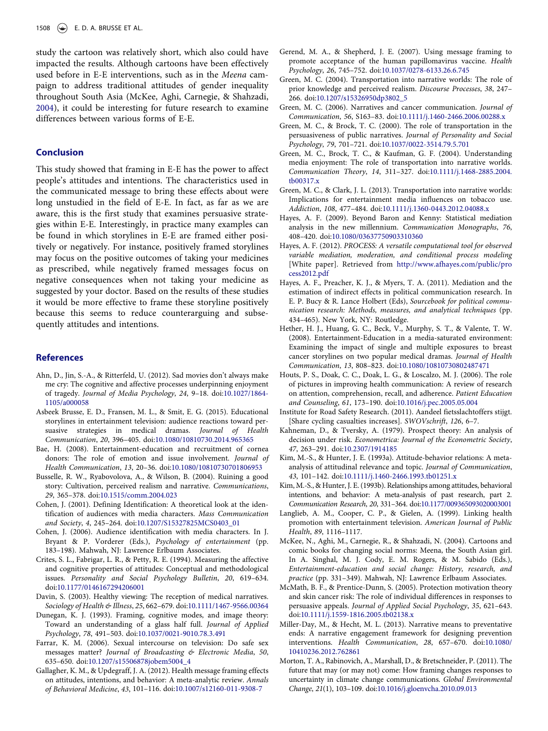study the cartoon was relatively short, which also could have impacted the results. Although cartoons have been effectively used before in E-E interventions, such as in the *Meena* campaign to address traditional attitudes of gender inequality throughout South Asia (McKee, Aghi, Carnegie, & Shahzadi, 2004), it could be interesting for future research to examine differences between various forms of E-E.

## Conclusion

This study showed that framing in E-E has the power to affect people's attitudes and intentions. The characteristics used in the communicated message to bring these effects about were long unstudied in the field of E-E. In fact, as far as we are aware, this is the first study that examines persuasive strategies within E-E. Interestingly, in practice many examples can be found in which storylines in E-E are framed either positively or negatively. For instance, positively framed storylines may focus on the positive outcomes of taking your medicines as prescribed, while negatively framed messages focus on negative consequences when not taking your medicine as suggested by your doctor. Based on the results of these studies it would be more effective to frame these storyline positively because this seems to reduce counterarguing and subsequently attitudes and intentions.

## References

Ahn, D., Jin, S.-A., & Ritterfeld, U. (2012). Sad movies don't always make me cry: The cognitive and affective processes underpinning enjoyment of tragedy. *Journal of Media Psychology*, *24*, 9–18. doi:10.1027/1864-1105/a000058

Asbeek Brusse, E. D., Fransen, M. L., & Smit, E. G. (2015). Educational storylines in entertainment television: audience reactions toward persuasive strategies in medical dramas. *Journal of Health Communication*, *20*, 396–405. doi:10.1080/10810730.2014.965365

Bae, H. (2008). Entertainment-education and recruitment of cornea donors: The role of emotion and issue involvement. *Journal of Health Communication*, *13*, 20–36. doi:10.1080/10810730701806953

Busselle, R. W., Ryabovolova, A., & Wilson, B. (2004). Ruining a good story: Cultivation, perceived realism and narrative. *Communications*, *29*, 365–378. doi:10.1515/comm.2004.023

Cohen, J. (2001). Defining Identification: A theoretical look at the identification of audiences with media characters. *Mass Communication and Society*, *4*, 245–264. doi:10.1207/S15327825MCS0403_01

Cohen, J. (2006). Audience identification with media characters. In J. Bryant & P. Vorderer (Eds.), *Psychology of entertainment* (pp. 183–198). Mahwah, NJ: Lawrence Erlbaum Associates.

Crites, S. L., Fabrigar, L. R., & Petty, R. E. (1994). Measuring the affective and cognitive properties of attitudes: Conceptual and methodological issues. *Personality and Social Psychology Bulletin*, *20*, 619–634. doi:10.1177/0146167294206001

Davin, S. (2003). Healthy viewing: The reception of medical narratives. *Sociology of Health & Illness*, *25*, 662–679. doi:10.1111/1467-9566.00364

Dunegan, K. J. (1993). Framing, cognitive modes, and image theory: Toward an understanding of a glass half full. *Journal of Applied Psychology*, *78*, 491–503. doi:10.1037/0021-9010.78.3.491

Farrar, K. M. (2006). Sexual intercourse on television: Do safe sex messages matter? *Journal of Broadcasting & Electronic Media*, *50*, 635–650. doi:10.1207/s15506878jobem5004_4

Gallagher, K. M., & Updegraff, J. A. (2012). Health message framing effects on attitudes, intentions, and behavior: A meta-analytic review. *Annals of Behavioral Medicine*, *43*, 101–116. doi:10.1007/s12160-011-9308-7

Gerend, M. A., & Shepherd, J. E. (2007). Using message framing to promote acceptance of the human papillomavirus vaccine. *Health Psychology*, *26*, 745–752. doi:10.1037/0278-6133.26.6.745

Green, M. C. (2004). Transportation into narrative worlds: The role of prior knowledge and perceived realism. *Discourse Processes*, *38*, 247–266. doi:10.1207/s15326950dp3802_5

Green, M. C. (2006). Narratives and cancer communication. *Journal of Communication*, *56*, S163–83. doi:10.1111/j.1460-2466.2006.00288.x

Green, M. C., & Brock, T. C. (2000). The role of transportation in the persuasiveness of public narratives. *Journal of Personality and Social Psychology*, *79*, 701–721. doi:10.1037/0022-3514.79.5.701

Green, M. C., Brock, T. C., & Kaufman, G. F. (2004). Understanding media enjoyment: The role of transportation into narrative worlds. *Communication Theory*, *14*, 311–327. doi:10.1111/j.1468-2885.2004.tb00317.x

Green, M. C., & Clark, J. L. (2013). Transportation into narrative worlds: Implications for entertainment media influences on tobacco use. *Addiction*, *108*, 477–484. doi:10.1111/j.1360-0443.2012.04088.x

Hayes, A. F. (2009). Beyond Baron and Kenny: Statistical mediation analysis in the new millennium. *Communication Monographs*, *76*, 408–420. doi:10.1080/03637750903310360

Hayes, A. F. (2012). *PROCESS: A versatile computational tool for observed variable mediation, moderation, and conditional process modeling* [White paper]. Retrieved from http://www.afhayes.com/public/process2012.pdf

Hayes, A. F., Preacher, K. J., & Myers, T. A. (2011). Mediation and the estimation of indirect effects in political communication research. In E. P. Bucy & R. Lance Holbert (Eds), *Sourcebook for political communication research: Methods, measures, and analytical techniques* (pp. 434–465). New York, NY: Routledge.

Hether, H. J., Huang, G. C., Beck, V., Murphy, S. T., & Valente, T. W. (2008). Entertainment-Education in a media-saturated environment: Examining the impact of single and multiple exposures to breast cancer storylines on two popular medical dramas. *Journal of Health Communication*, *13*, 808–823. doi:10.1080/10810730802487471

Houts, P. S., Doak, C. C., Doak, L. G., & Loscalzo, M. J. (2006). The role of pictures in improving health communication: A review of research on attention, comprehension, recall, and adherence. *Patient Education and Counseling*, *61*, 173–190. doi:10.1016/j.pec.2005.05.004

Institute for Road Safety Research. (2011). Aandeel fietsslachtoffers stijgt. [Share cycling casualties increases]. *SWOVschrift*, *126*, 6–7.

Kahneman, D., & Tversky, A. (1979). Prospect theory: An analysis of decision under risk. *Econometrica: Journal of the Econometric Society*, *47*, 263–291. doi:10.2307/1914185

Kim, M.-S., & Hunter, J. E. (1993a). Attitude-behavior relations: A meta-analysis of attitudinal relevance and topic. *Journal of Communication*, *43*, 101–142. doi:10.1111/j.1460-2466.1993.tb01251.x

Kim, M.-S., & Hunter, J. E. (1993b). Relationships among attitudes, behavioral intentions, and behavior: A meta-analysis of past research, part 2. *Communication Research*, *20*, 331–364. doi:10.1177/009365093020003001

Langlieb, A. M., Cooper, C. P., & Gielen, A. (1999). Linking health promotion with entertainment television. *American Journal of Public Health*, *89*, 1116–1117.

McKee, N., Aghi, M., Carnegie, R., & Shahzadi, N. (2004). Cartoons and comic books for changing social norms: Meena, the South Asian girl. In A. Singhal, M. J. Cody, E. M. Rogers, & M. Sabido (Eds.), *Entertainment-education and social change: History, research, and practice* (pp. 331–349). Mahwah, NJ: Lawrence Erlbaum Associates.

McMath, B. F., & Prentice-Dunn, S. (2005). Protection motivation theory and skin cancer risk: The role of individual differences in responses to persuasive appeals. *Journal of Applied Social Psychology*, *35*, 621–643. doi:10.1111/j.1559-1816.2005.tb02138.x

Miller-Day, M., & Hecht, M. L. (2013). Narrative means to preventative ends: A narrative engagement framework for designing prevention interventions. *Health Communication*, *28*, 657–670. doi:10.1080/10410236.2012.762861

Morton, T. A., Rabinovich, A., Marshall, D., & Bretschneider, P. (2011). The future that may (or may not) come: How framing changes responses to uncertainty in climate change communications. *Global Environmental Change*, *21*(1), 103–109. doi:10.1016/j.gloenvcha.2010.09.013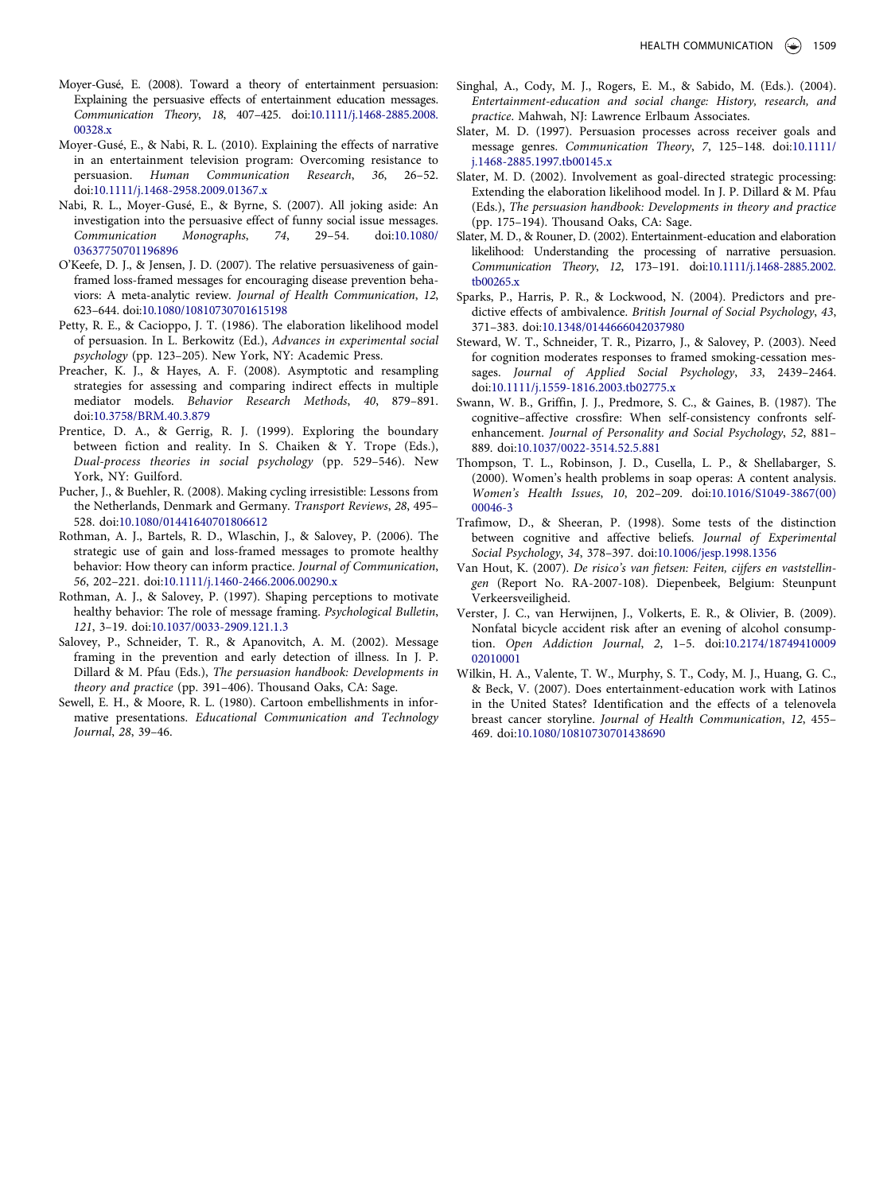Moyer-Gusé, E. (2008). Toward a theory of entertainment persuasion: Explaining the persuasive effects of entertainment education messages. *Communication Theory*, *18*, 407–425. doi:10.1111/j.1468-2885.2008.00328.x

Moyer-Gusé, E., & Nabi, R. L. (2010). Explaining the effects of narrative in an entertainment television program: Overcoming resistance to persuasion. *Human Communication Research*, *36*, 26–52. doi:10.1111/j.1468-2958.2009.01367.x

Nabi, R. L., Moyer-Gusé, E., & Byrne, S. (2007). All joking aside: An investigation into the persuasive effect of funny social issue messages. *Communication Monographs*, *74*, 29–54. doi:10.1080/03637750701196896

O'Keefe, D. J., & Jensen, J. D. (2007). The relative persuasiveness of gain-framed loss-framed messages for encouraging disease prevention behaviors: A meta-analytic review. *Journal of Health Communication*, *12*, 623–644. doi:10.1080/10810730701615198

Petty, R. E., & Cacioppo, J. T. (1986). The elaboration likelihood model of persuasion. In L. Berkowitz (Ed.), *Advances in experimental social psychology* (pp. 123–205). New York, NY: Academic Press.

Preacher, K. J., & Hayes, A. F. (2008). Asymptotic and resampling strategies for assessing and comparing indirect effects in multiple mediator models. *Behavior Research Methods*, *40*, 879–891. doi:10.3758/BRM.40.3.879

Prentice, D. A., & Gerrig, R. J. (1999). Exploring the boundary between fiction and reality. In S. Chaiken & Y. Trope (Eds.), *Dual-process theories in social psychology* (pp. 529–546). New York, NY: Guilford.

Pucher, J., & Buehler, R. (2008). Making cycling irresistible: Lessons from the Netherlands, Denmark and Germany. *Transport Reviews*, *28*, 495–528. doi:10.1080/01441640701806612

Rothman, A. J., Bartels, R. D., Wlaschin, J., & Salovey, P. (2006). The strategic use of gain and loss-framed messages to promote healthy behavior: How theory can inform practice. *Journal of Communication*, *56*, 202–221. doi:10.1111/j.1460-2466.2006.00290.x

Rothman, A. J., & Salovey, P. (1997). Shaping perceptions to motivate healthy behavior: The role of message framing. *Psychological Bulletin*, *121*, 3–19. doi:10.1037/0033-2909.121.1.3

Salovey, P., Schneider, T. R., & Apanovitch, A. M. (2002). Message framing in the prevention and early detection of illness. In J. P. Dillard & M. Pfau (Eds.), *The persuasion handbook: Developments in theory and practice* (pp. 391–406). Thousand Oaks, CA: Sage.

Sewell, E. H., & Moore, R. L. (1980). Cartoon embellishments in informative presentations. *Educational Communication and Technology Journal*, *28*, 39–46.

Singhal, A., Cody, M. J., Rogers, E. M., & Sabido, M. (Eds.). (2004). *Entertainment-education and social change: History, research, and practice*. Mahwah, NJ: Lawrence Erlbaum Associates.

Slater, M. D. (1997). Persuasion processes across receiver goals and message genres. *Communication Theory*, *7*, 125–148. doi:10.1111/j.1468-2885.1997.tb00145.x

Slater, M. D. (2002). Involvement as goal-directed strategic processing: Extending the elaboration likelihood model. In J. P. Dillard & M. Pfau (Eds.), *The persuasion handbook: Developments in theory and practice* (pp. 175–194). Thousand Oaks, CA: Sage.

Slater, M. D., & Rouner, D. (2002). Entertainment-education and elaboration likelihood: Understanding the processing of narrative persuasion. *Communication Theory*, *12*, 173–191. doi:10.1111/j.1468-2885.2002.tb00265.x

Sparks, P., Harris, P. R., & Lockwood, N. (2004). Predictors and predictive effects of ambivalence. *British Journal of Social Psychology*, *43*, 371–383. doi:10.1348/0144666042037980

Steward, W. T., Schneider, T. R., Pizarro, J., & Salovey, P. (2003). Need for cognition moderates responses to framed smoking-cessation messages. *Journal of Applied Social Psychology*, *33*, 2439–2464. doi:10.1111/j.1559-1816.2003.tb02775.x

Swann, W. B., Griffin, J. J., Predmore, S. C., & Gaines, B. (1987). The cognitive–affective crossfire: When self-consistency confronts self-enhancement. *Journal of Personality and Social Psychology*, *52*, 881–889. doi:10.1037/0022-3514.52.5.881

Thompson, T. L., Robinson, J. D., Cusella, L. P., & Shellabarger, S. (2000). Women's health problems in soap operas: A content analysis. *Women's Health Issues*, *10*, 202–209. doi:10.1016/S1049-3867(00)00046-3

Trafimow, D., & Sheeran, P. (1998). Some tests of the distinction between cognitive and affective beliefs. *Journal of Experimental Social Psychology*, *34*, 378–397. doi:10.1006/jesp.1998.1356

Van Hout, K. (2007). *De risico's van fietsen: Feiten, cijfers en vaststellingen* (Report No. RA-2007-108). Diepenbeek, Belgium: Steunpunt Verkeersveiligheid.

Verster, J. C., van Herwijnen, J., Volkerts, E. R., & Olivier, B. (2009). Nonfatal bicycle accident risk after an evening of alcohol consumption. *Open Addiction Journal*, *2*, 1–5. doi:10.2174/1874941000902010001

Wilkin, H. A., Valente, T. W., Murphy, S. T., Cody, M. J., Huang, G. C., & Beck, V. (2007). Does entertainment-education work with Latinos in the United States? Identification and the effects of a telenovela breast cancer storyline. *Journal of Health Communication*, *12*, 455–469. doi:10.1080/10810730701438690